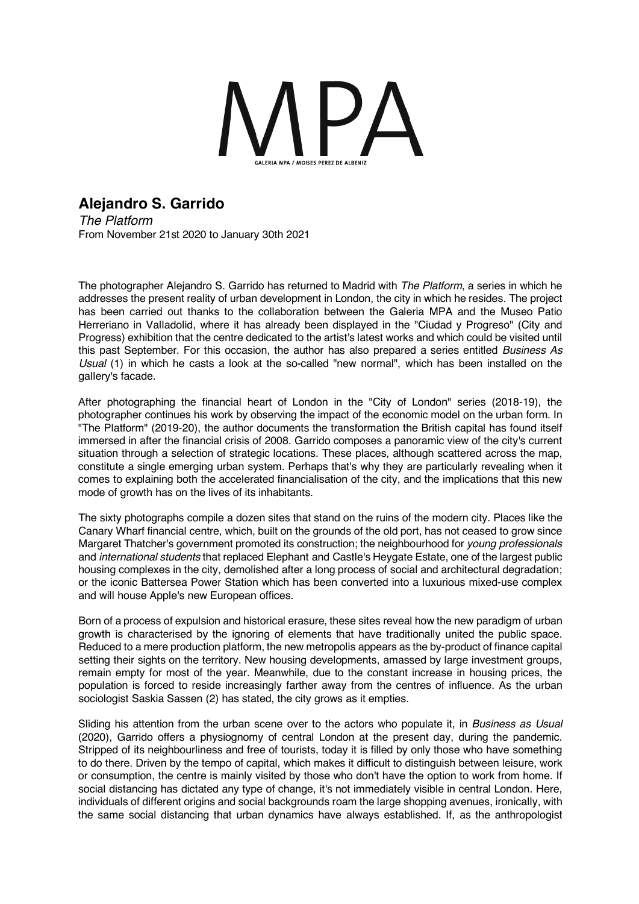MPA

GALERIA MPA / MOISES PEREZ DE ALBENIZ

## Alejandro S. Garrido

*The Platform*
From November 21st 2020 to January 30th 2021

The photographer Alejandro S. Garrido has returned to Madrid with *The Platform*, a series in which he addresses the present reality of urban development in London, the city in which he resides. The project has been carried out thanks to the collaboration between the Galeria MPA and the Museo Patio Herreriano in Valladolid, where it has already been displayed in the "Ciudad y Progreso" (City and Progress) exhibition that the centre dedicated to the artist's latest works and which could be visited until this past September. For this occasion, the author has also prepared a series entitled *Business As Usual* (1) in which he casts a look at the so-called "new normal", which has been installed on the gallery's facade.

After photographing the financial heart of London in the "City of London" series (2018-19), the photographer continues his work by observing the impact of the economic model on the urban form. In "The Platform" (2019-20), the author documents the transformation the British capital has found itself immersed in after the financial crisis of 2008. Garrido composes a panoramic view of the city's current situation through a selection of strategic locations. These places, although scattered across the map, constitute a single emerging urban system. Perhaps that's why they are particularly revealing when it comes to explaining both the accelerated financialisation of the city, and the implications that this new mode of growth has on the lives of its inhabitants.

The sixty photographs compile a dozen sites that stand on the ruins of the modern city. Places like the Canary Wharf financial centre, which, built on the grounds of the old port, has not ceased to grow since Margaret Thatcher's government promoted its construction; the neighbourhood for *young professionals* and *international students* that replaced Elephant and Castle's Heygate Estate, one of the largest public housing complexes in the city, demolished after a long process of social and architectural degradation; or the iconic Battersea Power Station which has been converted into a luxurious mixed-use complex and will house Apple's new European offices.

Born of a process of expulsion and historical erasure, these sites reveal how the new paradigm of urban growth is characterised by the ignoring of elements that have traditionally united the public space. Reduced to a mere production platform, the new metropolis appears as the by-product of finance capital setting their sights on the territory. New housing developments, amassed by large investment groups, remain empty for most of the year. Meanwhile, due to the constant increase in housing prices, the population is forced to reside increasingly farther away from the centres of influence. As the urban sociologist Saskia Sassen (2) has stated, the city grows as it empties.

Sliding his attention from the urban scene over to the actors who populate it, in *Business as Usual* (2020), Garrido offers a physiognomy of central London at the present day, during the pandemic. Stripped of its neighbourliness and free of tourists, today it is filled by only those who have something to do there. Driven by the tempo of capital, which makes it difficult to distinguish between leisure, work or consumption, the centre is mainly visited by those who don't have the option to work from home. If social distancing has dictated any type of change, it's not immediately visible in central London. Here, individuals of different origins and social backgrounds roam the large shopping avenues, ironically, with the same social distancing that urban dynamics have always established. If, as the anthropologist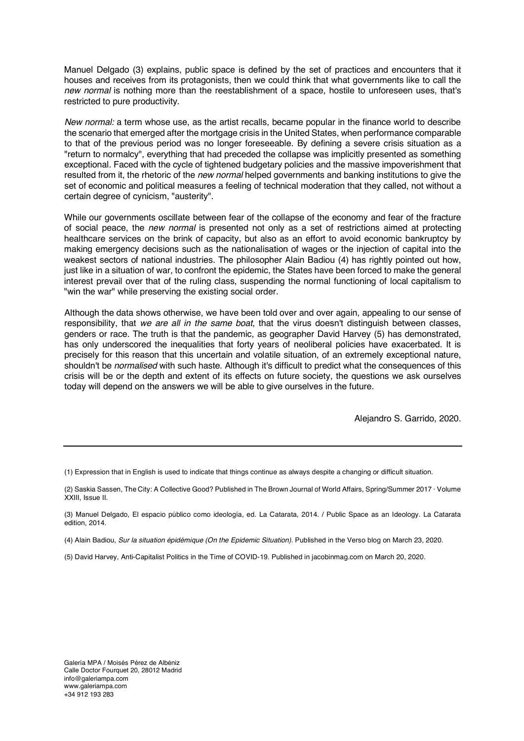Manuel Delgado (3) explains, public space is defined by the set of practices and encounters that it houses and receives from its protagonists, then we could think that what governments like to call the *new normal* is nothing more than the reestablishment of a space, hostile to unforeseen uses, that's restricted to pure productivity.

*New normal:* a term whose use, as the artist recalls, became popular in the finance world to describe the scenario that emerged after the mortgage crisis in the United States, when performance comparable to that of the previous period was no longer foreseeable. By defining a severe crisis situation as a "return to normalcy", everything that had preceded the collapse was implicitly presented as something exceptional. Faced with the cycle of tightened budgetary policies and the massive impoverishment that resulted from it, the rhetoric of the *new normal* helped governments and banking institutions to give the set of economic and political measures a feeling of technical moderation that they called, not without a certain degree of cynicism, "austerity".

While our governments oscillate between fear of the collapse of the economy and fear of the fracture of social peace, the *new normal* is presented not only as a set of restrictions aimed at protecting healthcare services on the brink of capacity, but also as an effort to avoid economic bankruptcy by making emergency decisions such as the nationalisation of wages or the injection of capital into the weakest sectors of national industries. The philosopher Alain Badiou (4) has rightly pointed out how, just like in a situation of war, to confront the epidemic, the States have been forced to make the general interest prevail over that of the ruling class, suspending the normal functioning of local capitalism to "win the war" while preserving the existing social order.

Although the data shows otherwise, we have been told over and over again, appealing to our sense of responsibility, that *we are all in the same boat*, that the virus doesn't distinguish between classes, genders or race. The truth is that the pandemic, as geographer David Harvey (5) has demonstrated, has only underscored the inequalities that forty years of neoliberal policies have exacerbated. It is precisely for this reason that this uncertain and volatile situation, of an extremely exceptional nature, shouldn't be *normalised* with such haste. Although it's difficult to predict what the consequences of this crisis will be or the depth and extent of its effects on future society, the questions we ask ourselves today will depend on the answers we will be able to give ourselves in the future.

Alejandro S. Garrido, 2020.

---

(1) Expression that in English is used to indicate that things continue as always despite a changing or difficult situation.

(2) Saskia Sassen, The City: A Collective Good? Published in The Brown Journal of World Affairs, Spring/Summer 2017 · Volume XXIII, Issue II.

(3) Manuel Delgado, El espacio público como ideología, ed. La Catarata, 2014. / Public Space as an Ideology. La Catarata edition, 2014.

(4) Alain Badiou, *Sur la situation épidémique (On the Epidemic Situation).* Published in the Verso blog on March 23, 2020.

(5) David Harvey, Anti-Capitalist Politics in the Time of COVID-19. Published in jacobinmag.com on March 20, 2020.

Galería MPA / Moisés Pérez de Albéniz
Calle Doctor Fourquet 20, 28012 Madrid
info@galeriampa.com
www.galeriampa.com
+34 912 193 283